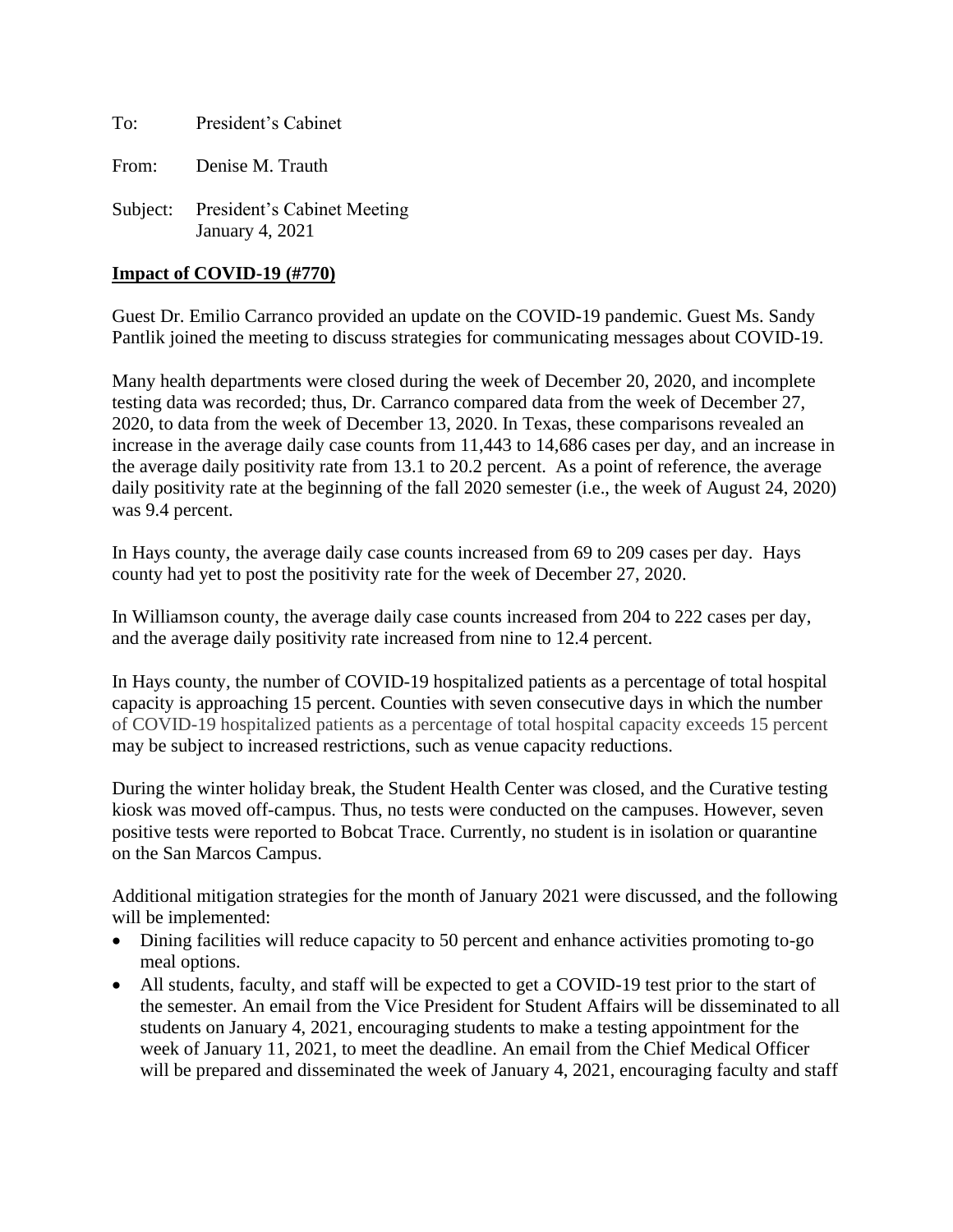To: President's Cabinet

From: Denise M. Trauth

Subject: President's Cabinet Meeting
January 4, 2021

**Impact of COVID-19 (#770)**

Guest Dr. Emilio Carranco provided an update on the COVID-19 pandemic. Guest Ms. Sandy Pantlik joined the meeting to discuss strategies for communicating messages about COVID-19.

Many health departments were closed during the week of December 20, 2020, and incomplete testing data was recorded; thus, Dr. Carranco compared data from the week of December 27, 2020, to data from the week of December 13, 2020. In Texas, these comparisons revealed an increase in the average daily case counts from 11,443 to 14,686 cases per day, and an increase in the average daily positivity rate from 13.1 to 20.2 percent. As a point of reference, the average daily positivity rate at the beginning of the fall 2020 semester (i.e., the week of August 24, 2020) was 9.4 percent.

In Hays county, the average daily case counts increased from 69 to 209 cases per day. Hays county had yet to post the positivity rate for the week of December 27, 2020.

In Williamson county, the average daily case counts increased from 204 to 222 cases per day, and the average daily positivity rate increased from nine to 12.4 percent.

In Hays county, the number of COVID-19 hospitalized patients as a percentage of total hospital capacity is approaching 15 percent. Counties with seven consecutive days in which the number of COVID-19 hospitalized patients as a percentage of total hospital capacity exceeds 15 percent may be subject to increased restrictions, such as venue capacity reductions.

During the winter holiday break, the Student Health Center was closed, and the Curative testing kiosk was moved off-campus. Thus, no tests were conducted on the campuses. However, seven positive tests were reported to Bobcat Trace. Currently, no student is in isolation or quarantine on the San Marcos Campus.

Additional mitigation strategies for the month of January 2021 were discussed, and the following will be implemented:

- Dining facilities will reduce capacity to 50 percent and enhance activities promoting to-go meal options.
- All students, faculty, and staff will be expected to get a COVID-19 test prior to the start of the semester. An email from the Vice President for Student Affairs will be disseminated to all students on January 4, 2021, encouraging students to make a testing appointment for the week of January 11, 2021, to meet the deadline. An email from the Chief Medical Officer will be prepared and disseminated the week of January 4, 2021, encouraging faculty and staff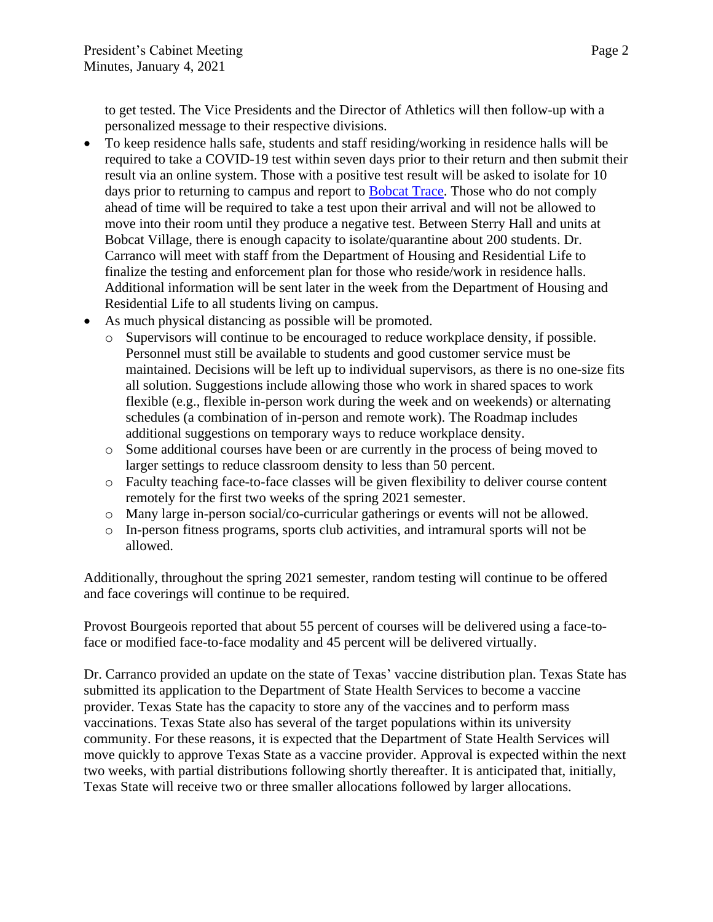to get tested. The Vice Presidents and the Director of Athletics will then follow-up with a personalized message to their respective divisions.

- To keep residence halls safe, students and staff residing/working in residence halls will be required to take a COVID-19 test within seven days prior to their return and then submit their result via an online system. Those with a positive test result will be asked to isolate for 10 days prior to returning to campus and report to [Bobcat Trace](). Those who do not comply ahead of time will be required to take a test upon their arrival and will not be allowed to move into their room until they produce a negative test. Between Sterry Hall and units at Bobcat Village, there is enough capacity to isolate/quarantine about 200 students. Dr. Carranco will meet with staff from the Department of Housing and Residential Life to finalize the testing and enforcement plan for those who reside/work in residence halls. Additional information will be sent later in the week from the Department of Housing and Residential Life to all students living on campus.
- As much physical distancing as possible will be promoted.
  - Supervisors will continue to be encouraged to reduce workplace density, if possible. Personnel must still be available to students and good customer service must be maintained. Decisions will be left up to individual supervisors, as there is no one-size fits all solution. Suggestions include allowing those who work in shared spaces to work flexible (e.g., flexible in-person work during the week and on weekends) or alternating schedules (a combination of in-person and remote work). The Roadmap includes additional suggestions on temporary ways to reduce workplace density.
  - Some additional courses have been or are currently in the process of being moved to larger settings to reduce classroom density to less than 50 percent.
  - Faculty teaching face-to-face classes will be given flexibility to deliver course content remotely for the first two weeks of the spring 2021 semester.
  - Many large in-person social/co-curricular gatherings or events will not be allowed.
  - In-person fitness programs, sports club activities, and intramural sports will not be allowed.

Additionally, throughout the spring 2021 semester, random testing will continue to be offered and face coverings will continue to be required.

Provost Bourgeois reported that about 55 percent of courses will be delivered using a face-to-face or modified face-to-face modality and 45 percent will be delivered virtually.

Dr. Carranco provided an update on the state of Texas' vaccine distribution plan. Texas State has submitted its application to the Department of State Health Services to become a vaccine provider. Texas State has the capacity to store any of the vaccines and to perform mass vaccinations. Texas State also has several of the target populations within its university community. For these reasons, it is expected that the Department of State Health Services will move quickly to approve Texas State as a vaccine provider. Approval is expected within the next two weeks, with partial distributions following shortly thereafter. It is anticipated that, initially, Texas State will receive two or three smaller allocations followed by larger allocations.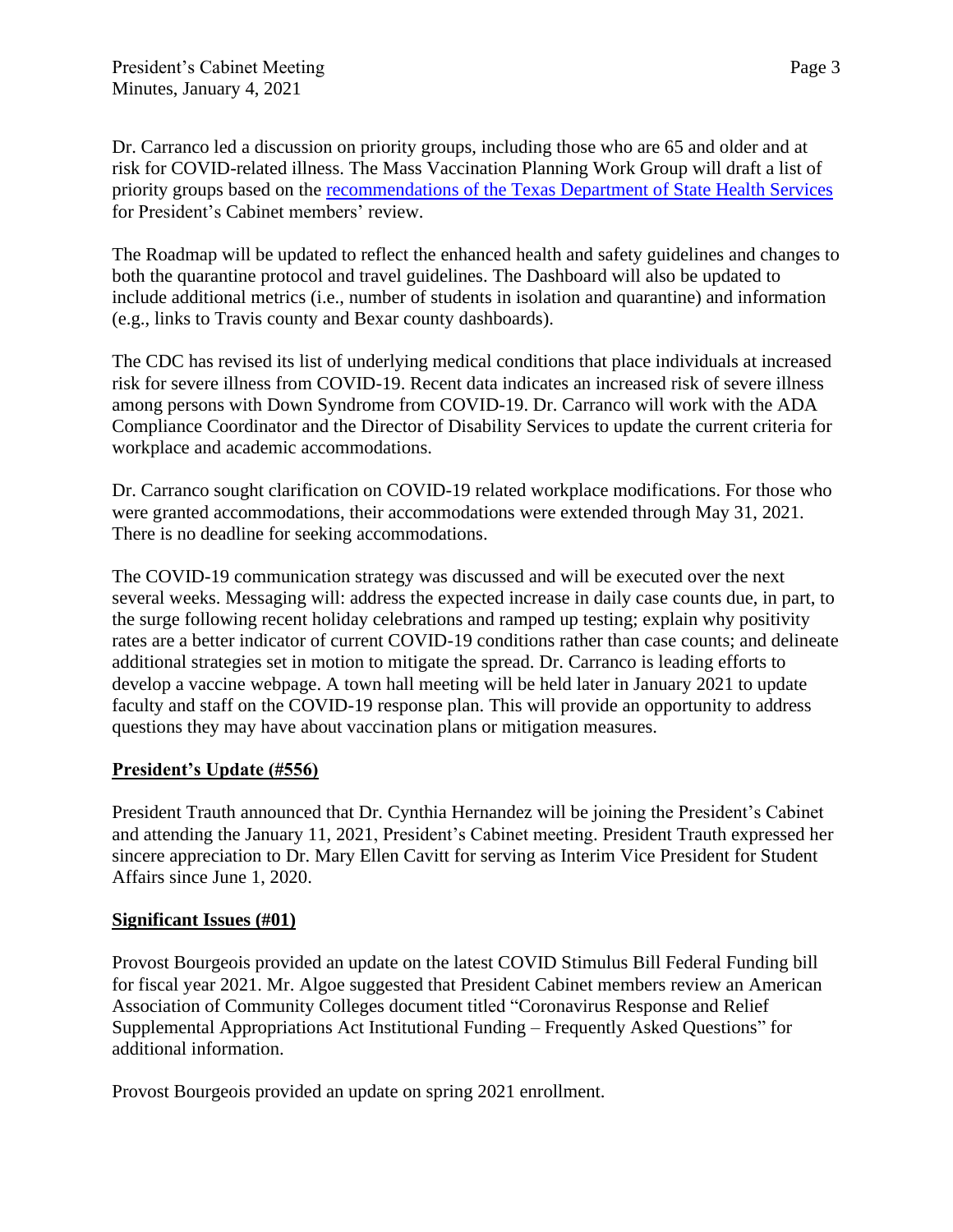Dr. Carranco led a discussion on priority groups, including those who are 65 and older and at risk for COVID-related illness. The Mass Vaccination Planning Work Group will draft a list of priority groups based on the recommendations of the Texas Department of State Health Services for President's Cabinet members' review.

The Roadmap will be updated to reflect the enhanced health and safety guidelines and changes to both the quarantine protocol and travel guidelines. The Dashboard will also be updated to include additional metrics (i.e., number of students in isolation and quarantine) and information (e.g., links to Travis county and Bexar county dashboards).

The CDC has revised its list of underlying medical conditions that place individuals at increased risk for severe illness from COVID-19. Recent data indicates an increased risk of severe illness among persons with Down Syndrome from COVID-19. Dr. Carranco will work with the ADA Compliance Coordinator and the Director of Disability Services to update the current criteria for workplace and academic accommodations.

Dr. Carranco sought clarification on COVID-19 related workplace modifications. For those who were granted accommodations, their accommodations were extended through May 31, 2021. There is no deadline for seeking accommodations.

The COVID-19 communication strategy was discussed and will be executed over the next several weeks. Messaging will: address the expected increase in daily case counts due, in part, to the surge following recent holiday celebrations and ramped up testing; explain why positivity rates are a better indicator of current COVID-19 conditions rather than case counts; and delineate additional strategies set in motion to mitigate the spread. Dr. Carranco is leading efforts to develop a vaccine webpage. A town hall meeting will be held later in January 2021 to update faculty and staff on the COVID-19 response plan. This will provide an opportunity to address questions they may have about vaccination plans or mitigation measures.

**President's Update (#556)**

President Trauth announced that Dr. Cynthia Hernandez will be joining the President's Cabinet and attending the January 11, 2021, President's Cabinet meeting. President Trauth expressed her sincere appreciation to Dr. Mary Ellen Cavitt for serving as Interim Vice President for Student Affairs since June 1, 2020.

**Significant Issues (#01)**

Provost Bourgeois provided an update on the latest COVID Stimulus Bill Federal Funding bill for fiscal year 2021. Mr. Algoe suggested that President Cabinet members review an American Association of Community Colleges document titled "Coronavirus Response and Relief Supplemental Appropriations Act Institutional Funding – Frequently Asked Questions" for additional information.

Provost Bourgeois provided an update on spring 2021 enrollment.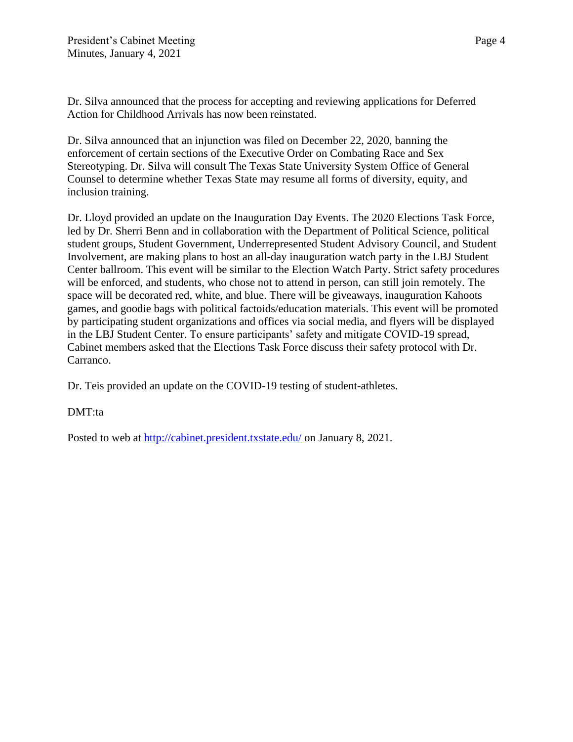Dr. Silva announced that the process for accepting and reviewing applications for Deferred Action for Childhood Arrivals has now been reinstated.

Dr. Silva announced that an injunction was filed on December 22, 2020, banning the enforcement of certain sections of the Executive Order on Combating Race and Sex Stereotyping. Dr. Silva will consult The Texas State University System Office of General Counsel to determine whether Texas State may resume all forms of diversity, equity, and inclusion training.

Dr. Lloyd provided an update on the Inauguration Day Events. The 2020 Elections Task Force, led by Dr. Sherri Benn and in collaboration with the Department of Political Science, political student groups, Student Government, Underrepresented Student Advisory Council, and Student Involvement, are making plans to host an all-day inauguration watch party in the LBJ Student Center ballroom. This event will be similar to the Election Watch Party. Strict safety procedures will be enforced, and students, who chose not to attend in person, can still join remotely. The space will be decorated red, white, and blue. There will be giveaways, inauguration Kahoots games, and goodie bags with political factoids/education materials. This event will be promoted by participating student organizations and offices via social media, and flyers will be displayed in the LBJ Student Center. To ensure participants' safety and mitigate COVID-19 spread, Cabinet members asked that the Elections Task Force discuss their safety protocol with Dr. Carranco.

Dr. Teis provided an update on the COVID-19 testing of student-athletes.

DMT:ta

Posted to web at http://cabinet.president.txstate.edu/ on January 8, 2021.